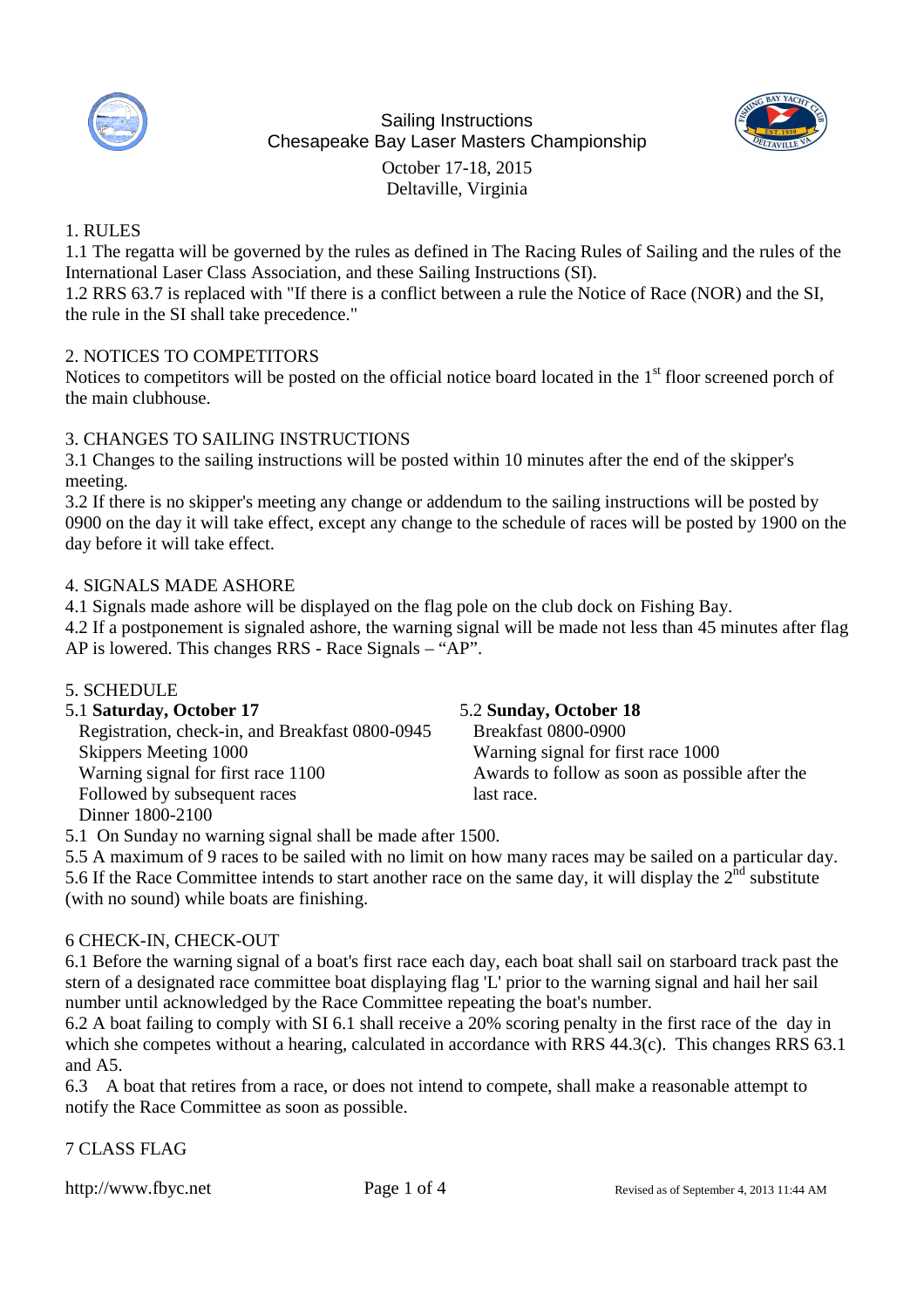# Sailing Instructions
## Chesapeake Bay Laser Masters Championship

October 17-18, 2015
Deltaville, Virginia

1. RULES

1.1 The regatta will be governed by the rules as defined in The Racing Rules of Sailing and the rules of the International Laser Class Association, and these Sailing Instructions (SI).

1.2 RRS 63.7 is replaced with "If there is a conflict between a rule the Notice of Race (NOR) and the SI, the rule in the SI shall take precedence."

2. NOTICES TO COMPETITORS

Notices to competitors will be posted on the official notice board located in the 1st floor screened porch of the main clubhouse.

3. CHANGES TO SAILING INSTRUCTIONS

3.1 Changes to the sailing instructions will be posted within 10 minutes after the end of the skipper's meeting.

3.2 If there is no skipper's meeting any change or addendum to the sailing instructions will be posted by 0900 on the day it will take effect, except any change to the schedule of races will be posted by 1900 on the day before it will take effect.

4. SIGNALS MADE ASHORE

4.1 Signals made ashore will be displayed on the flag pole on the club dock on Fishing Bay.

4.2 If a postponement is signaled ashore, the warning signal will be made not less than 45 minutes after flag AP is lowered. This changes RRS - Race Signals – "AP".

5. SCHEDULE

5.1 **Saturday, October 17**
- Registration, check-in, and Breakfast 0800-0945
- Skippers Meeting 1000
- Warning signal for first race 1100
- Followed by subsequent races
- Dinner 1800-2100

5.2 **Sunday, October 18**
- Breakfast 0800-0900
- Warning signal for first race 1000
- Awards to follow as soon as possible after the last race.

5.1 On Sunday no warning signal shall be made after 1500.

5.5 A maximum of 9 races to be sailed with no limit on how many races may be sailed on a particular day.

5.6 If the Race Committee intends to start another race on the same day, it will display the 2nd substitute (with no sound) while boats are finishing.

6 CHECK-IN, CHECK-OUT

6.1 Before the warning signal of a boat's first race each day, each boat shall sail on starboard track past the stern of a designated race committee boat displaying flag 'L' prior to the warning signal and hail her sail number until acknowledged by the Race Committee repeating the boat's number.

6.2 A boat failing to comply with SI 6.1 shall receive a 20% scoring penalty in the first race of the day in which she competes without a hearing, calculated in accordance with RRS 44.3(c). This changes RRS 63.1 and A5.

6.3 A boat that retires from a race, or does not intend to compete, shall make a reasonable attempt to notify the Race Committee as soon as possible.

7 CLASS FLAG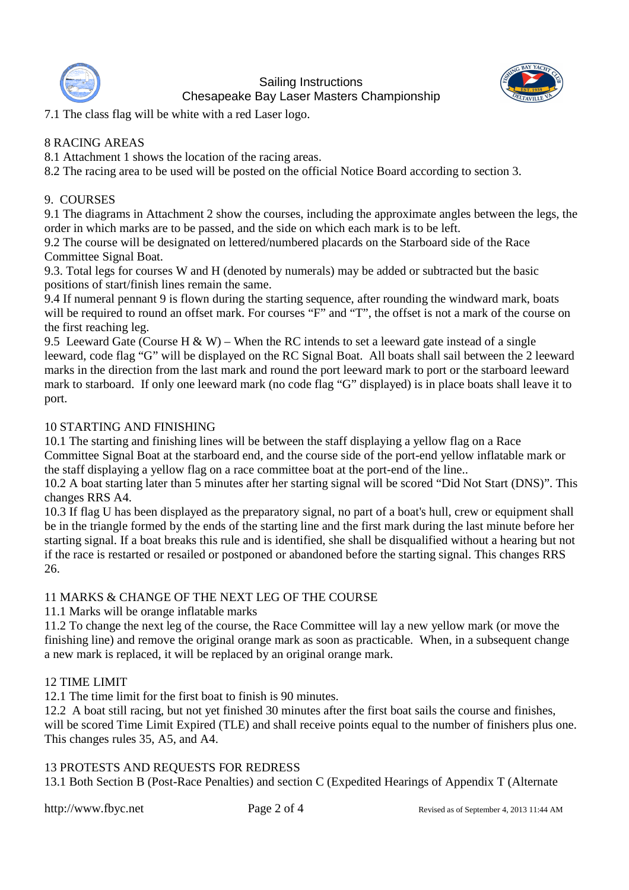7.1 The class flag will be white with a red Laser logo.

## 8 RACING AREAS

8.1 Attachment 1 shows the location of the racing areas.
8.2 The racing area to be used will be posted on the official Notice Board according to section 3.

## 9. COURSES

9.1 The diagrams in Attachment 2 show the courses, including the approximate angles between the legs, the order in which marks are to be passed, and the side on which each mark is to be left.
9.2 The course will be designated on lettered/numbered placards on the Starboard side of the Race Committee Signal Boat.
9.3. Total legs for courses W and H (denoted by numerals) may be added or subtracted but the basic positions of start/finish lines remain the same.
9.4 If numeral pennant 9 is flown during the starting sequence, after rounding the windward mark, boats will be required to round an offset mark. For courses "F" and "T", the offset is not a mark of the course on the first reaching leg.
9.5 Leeward Gate (Course H & W) – When the RC intends to set a leeward gate instead of a single leeward, code flag "G" will be displayed on the RC Signal Boat. All boats shall sail between the 2 leeward marks in the direction from the last mark and round the port leeward mark to port or the starboard leeward mark to starboard. If only one leeward mark (no code flag "G" displayed) is in place boats shall leave it to port.

## 10 STARTING AND FINISHING

10.1 The starting and finishing lines will be between the staff displaying a yellow flag on a Race Committee Signal Boat at the starboard end, and the course side of the port-end yellow inflatable mark or the staff displaying a yellow flag on a race committee boat at the port-end of the line..
10.2 A boat starting later than 5 minutes after her starting signal will be scored "Did Not Start (DNS)". This changes RRS A4.
10.3 If flag U has been displayed as the preparatory signal, no part of a boat's hull, crew or equipment shall be in the triangle formed by the ends of the starting line and the first mark during the last minute before her starting signal. If a boat breaks this rule and is identified, she shall be disqualified without a hearing but not if the race is restarted or resailed or postponed or abandoned before the starting signal. This changes RRS 26.

## 11 MARKS & CHANGE OF THE NEXT LEG OF THE COURSE

11.1 Marks will be orange inflatable marks
11.2 To change the next leg of the course, the Race Committee will lay a new yellow mark (or move the finishing line) and remove the original orange mark as soon as practicable. When, in a subsequent change a new mark is replaced, it will be replaced by an original orange mark.

## 12 TIME LIMIT

12.1 The time limit for the first boat to finish is 90 minutes.
12.2 A boat still racing, but not yet finished 30 minutes after the first boat sails the course and finishes, will be scored Time Limit Expired (TLE) and shall receive points equal to the number of finishers plus one. This changes rules 35, A5, and A4.

## 13 PROTESTS AND REQUESTS FOR REDRESS

13.1 Both Section B (Post-Race Penalties) and section C (Expedited Hearings of Appendix T (Alternate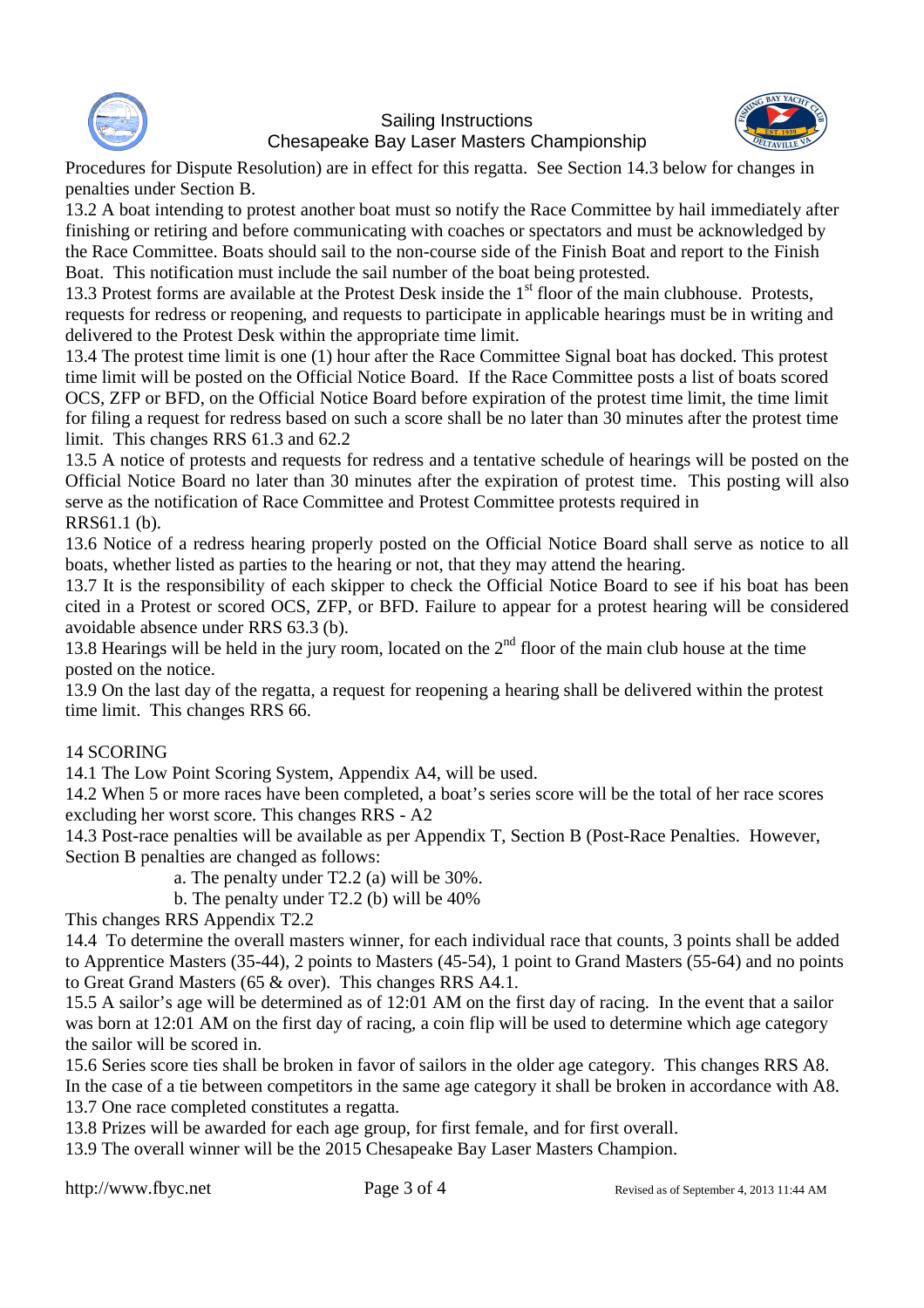Procedures for Dispute Resolution) are in effect for this regatta. See Section 14.3 below for changes in penalties under Section B.

13.2 A boat intending to protest another boat must so notify the Race Committee by hail immediately after finishing or retiring and before communicating with coaches or spectators and must be acknowledged by the Race Committee. Boats should sail to the non-course side of the Finish Boat and report to the Finish Boat. This notification must include the sail number of the boat being protested.

13.3 Protest forms are available at the Protest Desk inside the 1st floor of the main clubhouse. Protests, requests for redress or reopening, and requests to participate in applicable hearings must be in writing and delivered to the Protest Desk within the appropriate time limit.

13.4 The protest time limit is one (1) hour after the Race Committee Signal boat has docked. This protest time limit will be posted on the Official Notice Board. If the Race Committee posts a list of boats scored OCS, ZFP or BFD, on the Official Notice Board before expiration of the protest time limit, the time limit for filing a request for redress based on such a score shall be no later than 30 minutes after the protest time limit. This changes RRS 61.3 and 62.2

13.5 A notice of protests and requests for redress and a tentative schedule of hearings will be posted on the Official Notice Board no later than 30 minutes after the expiration of protest time. This posting will also serve as the notification of Race Committee and Protest Committee protests required in RRS61.1 (b).

13.6 Notice of a redress hearing properly posted on the Official Notice Board shall serve as notice to all boats, whether listed as parties to the hearing or not, that they may attend the hearing.

13.7 It is the responsibility of each skipper to check the Official Notice Board to see if his boat has been cited in a Protest or scored OCS, ZFP, or BFD. Failure to appear for a protest hearing will be considered avoidable absence under RRS 63.3 (b).

13.8 Hearings will be held in the jury room, located on the 2nd floor of the main club house at the time posted on the notice.

13.9 On the last day of the regatta, a request for reopening a hearing shall be delivered within the protest time limit. This changes RRS 66.

## 14 SCORING

14.1 The Low Point Scoring System, Appendix A4, will be used.

14.2 When 5 or more races have been completed, a boat's series score will be the total of her race scores excluding her worst score. This changes RRS - A2

14.3 Post-race penalties will be available as per Appendix T, Section B (Post-Race Penalties. However, Section B penalties are changed as follows:

> a. The penalty under T2.2 (a) will be 30%.
>
> b. The penalty under T2.2 (b) will be 40%

This changes RRS Appendix T2.2

14.4 To determine the overall masters winner, for each individual race that counts, 3 points shall be added to Apprentice Masters (35-44), 2 points to Masters (45-54), 1 point to Grand Masters (55-64) and no points to Great Grand Masters (65 & over). This changes RRS A4.1.

15.5 A sailor's age will be determined as of 12:01 AM on the first day of racing. In the event that a sailor was born at 12:01 AM on the first day of racing, a coin flip will be used to determine which age category the sailor will be scored in.

15.6 Series score ties shall be broken in favor of sailors in the older age category. This changes RRS A8. In the case of a tie between competitors in the same age category it shall be broken in accordance with A8.

13.7 One race completed constitutes a regatta.

13.8 Prizes will be awarded for each age group, for first female, and for first overall.

13.9 The overall winner will be the 2015 Chesapeake Bay Laser Masters Champion.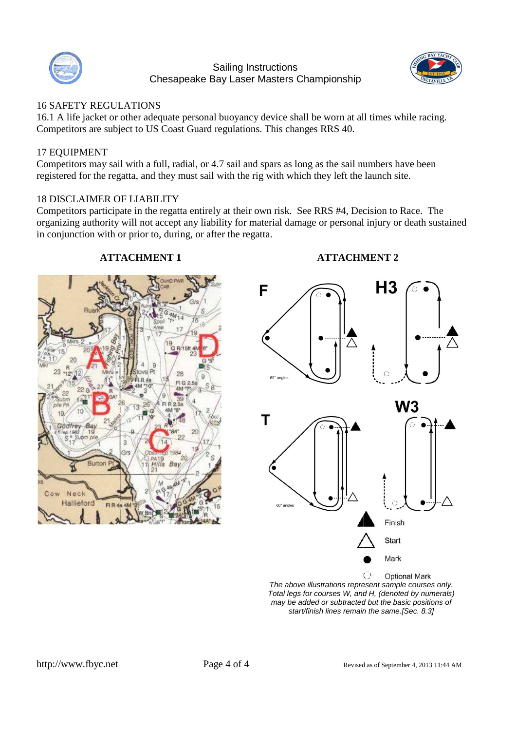## 16 SAFETY REGULATIONS

16.1 A life jacket or other adequate personal buoyancy device shall be worn at all times while racing. Competitors are subject to US Coast Guard regulations. This changes RRS 40.

## 17 EQUIPMENT

Competitors may sail with a full, radial, or 4.7 sail and spars as long as the sail numbers have been registered for the regatta, and they must sail with the rig with which they left the launch site.

## 18 DISCLAIMER OF LIABILITY

Competitors participate in the regatta entirely at their own risk. See RRS #4, Decision to Race. The organizing authority will not accept any liability for material damage or personal injury or death sustained in conjunction with or prior to, during, or after the regatta.

**ATTACHMENT 1**

**ATTACHMENT 2**

F

H3

T

W3

60° angles

60° angles

Finish

Start

Mark

Optional Mark

*The above illustrations represent sample courses only. Total legs for courses W, and H, (denoted by numerals) may be added or subtracted but the basic positions of start/finish lines remain the same.[Sec. 8.3]*